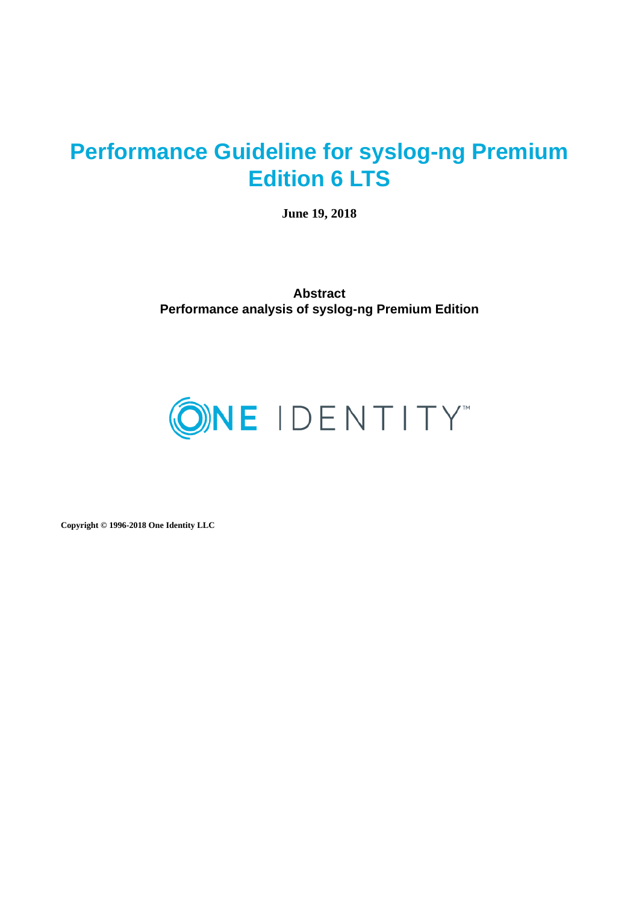# Performance Guideline for syslog-ng Premium Edition 6 LTS

**June 19, 2018**

**Abstract**

**Performance analysis of syslog-ng Premium Edition**

ONE IDENTITY™

**Copyright © 1996-2018 One Identity LLC**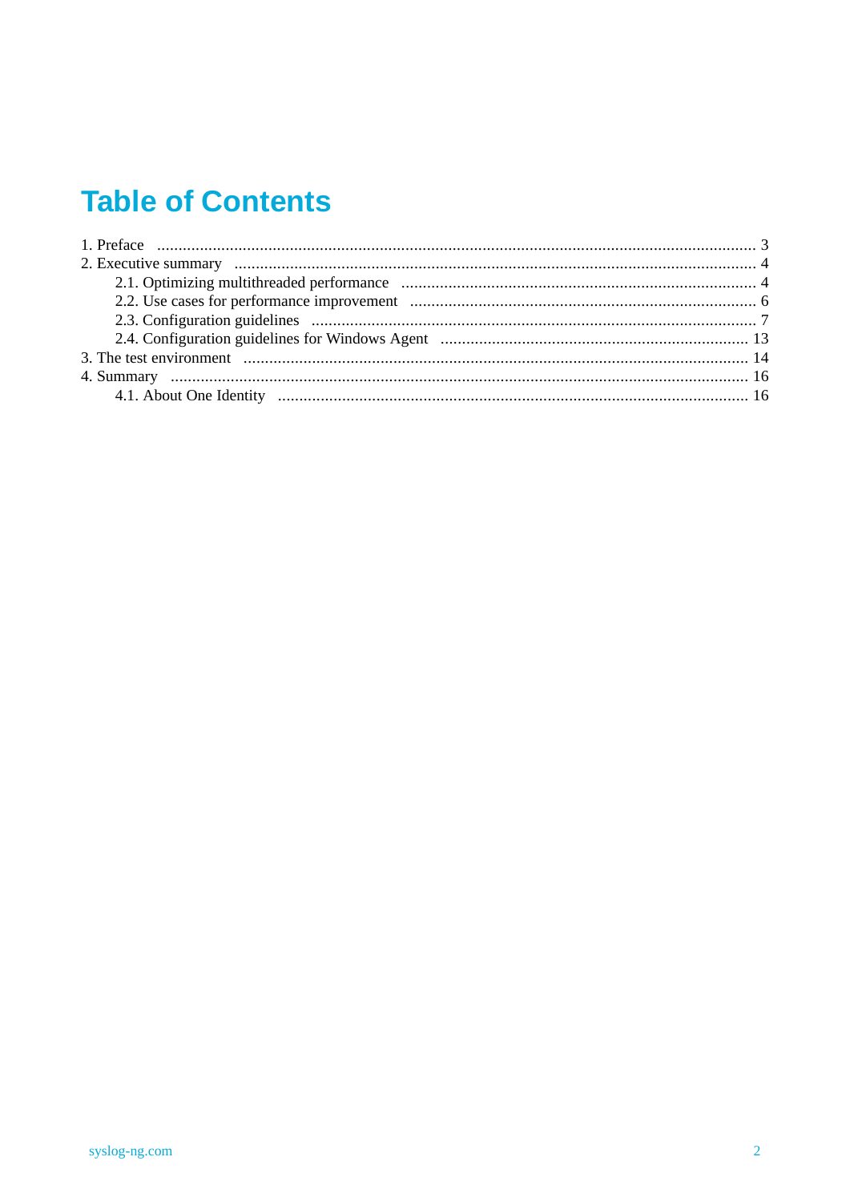# Table of Contents

- 1. Preface ... 3
- 2. Executive summary ... 4
  - 2.1. Optimizing multithreaded performance ... 4
  - 2.2. Use cases for performance improvement ... 6
  - 2.3. Configuration guidelines ... 7
  - 2.4. Configuration guidelines for Windows Agent ... 13
- 3. The test environment ... 14
- 4. Summary ... 16
  - 4.1. About One Identity ... 16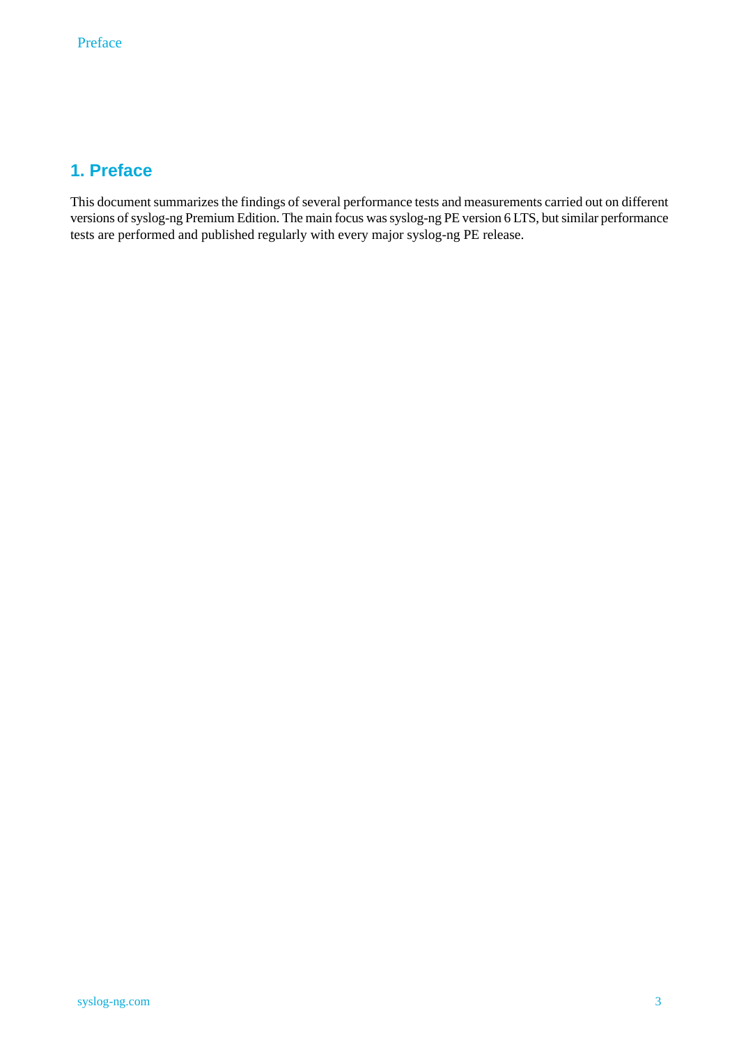# 1. Preface

This document summarizes the findings of several performance tests and measurements carried out on different versions of syslog-ng Premium Edition. The main focus was syslog-ng PE version 6 LTS, but similar performance tests are performed and published regularly with every major syslog-ng PE release.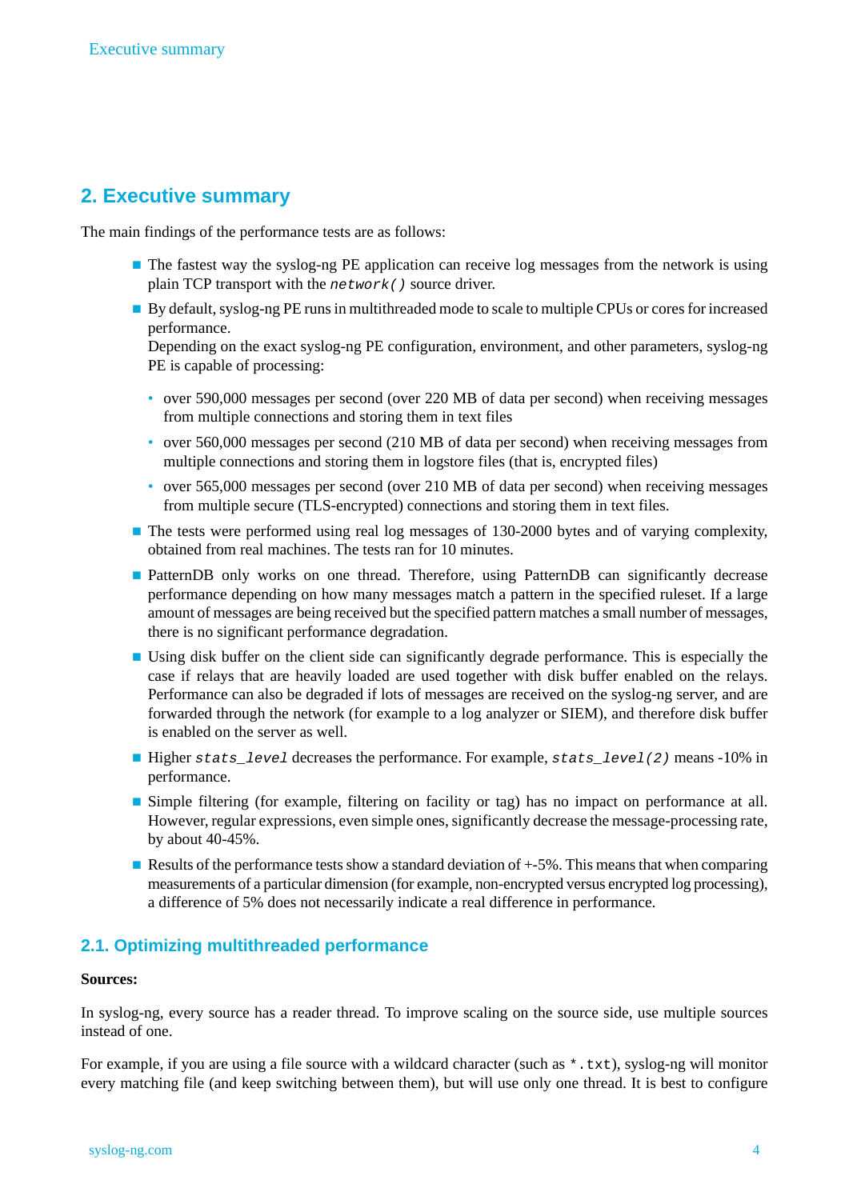## 2. Executive summary

The main findings of the performance tests are as follows:

- The fastest way the syslog-ng PE application can receive log messages from the network is using plain TCP transport with the `network()` source driver.
- By default, syslog-ng PE runs in multithreaded mode to scale to multiple CPUs or cores for increased performance.
  Depending on the exact syslog-ng PE configuration, environment, and other parameters, syslog-ng PE is capable of processing:
  - over 590,000 messages per second (over 220 MB of data per second) when receiving messages from multiple connections and storing them in text files
  - over 560,000 messages per second (210 MB of data per second) when receiving messages from multiple connections and storing them in logstore files (that is, encrypted files)
  - over 565,000 messages per second (over 210 MB of data per second) when receiving messages from multiple secure (TLS-encrypted) connections and storing them in text files.
- The tests were performed using real log messages of 130-2000 bytes and of varying complexity, obtained from real machines. The tests ran for 10 minutes.
- PatternDB only works on one thread. Therefore, using PatternDB can significantly decrease performance depending on how many messages match a pattern in the specified ruleset. If a large amount of messages are being received but the specified pattern matches a small number of messages, there is no significant performance degradation.
- Using disk buffer on the client side can significantly degrade performance. This is especially the case if relays that are heavily loaded are used together with disk buffer enabled on the relays. Performance can also be degraded if lots of messages are received on the syslog-ng server, and are forwarded through the network (for example to a log analyzer or SIEM), and therefore disk buffer is enabled on the server as well.
- Higher `stats_level` decreases the performance. For example, `stats_level(2)` means -10% in performance.
- Simple filtering (for example, filtering on facility or tag) has no impact on performance at all. However, regular expressions, even simple ones, significantly decrease the message-processing rate, by about 40-45%.
- Results of the performance tests show a standard deviation of +-5%. This means that when comparing measurements of a particular dimension (for example, non-encrypted versus encrypted log processing), a difference of 5% does not necessarily indicate a real difference in performance.

### 2.1. Optimizing multithreaded performance

**Sources:**

In syslog-ng, every source has a reader thread. To improve scaling on the source side, use multiple sources instead of one.

For example, if you are using a file source with a wildcard character (such as `*.txt`), syslog-ng will monitor every matching file (and keep switching between them), but will use only one thread. It is best to configure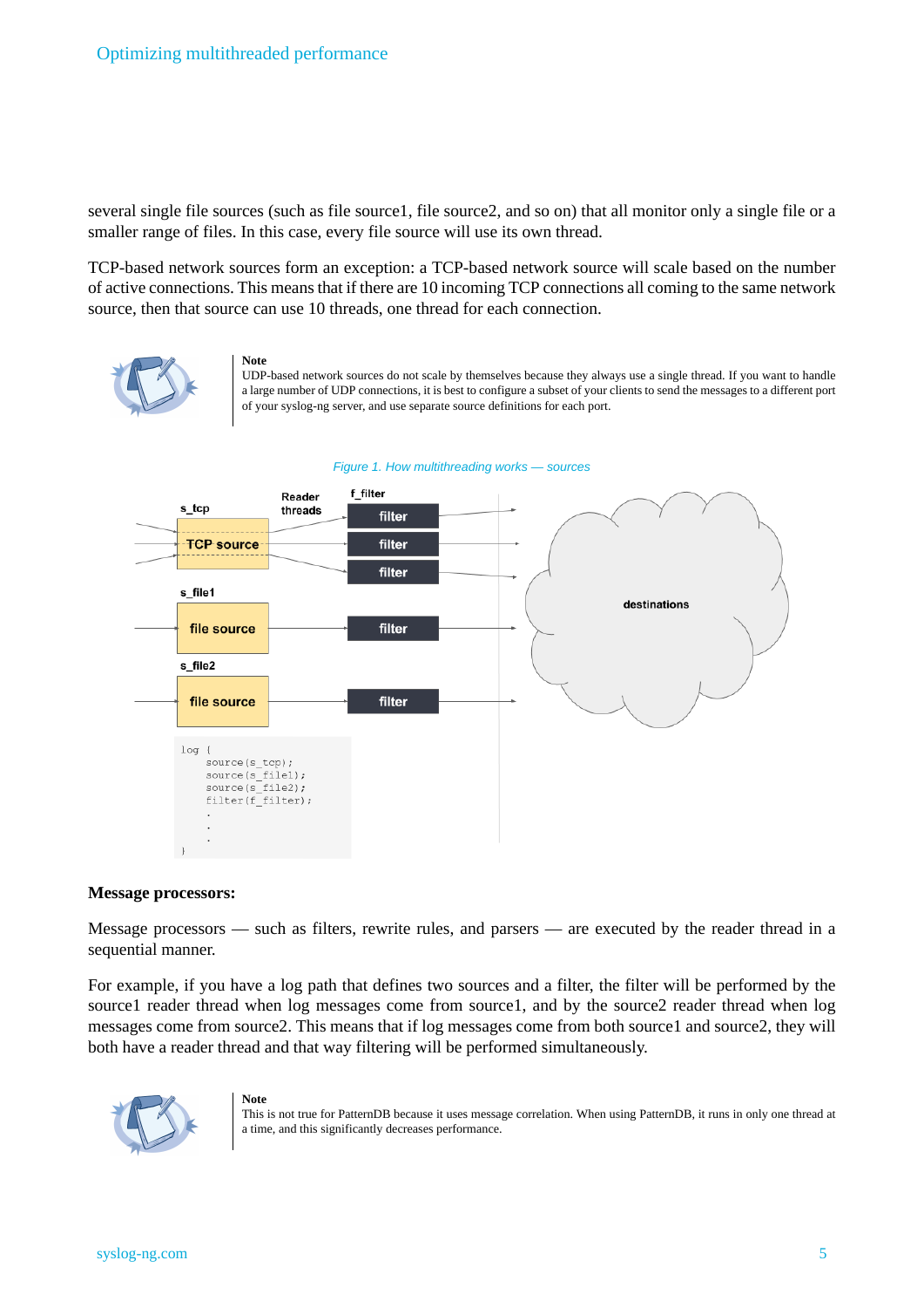several single file sources (such as file source1, file source2, and so on) that all monitor only a single file or a smaller range of files. In this case, every file source will use its own thread.

TCP-based network sources form an exception: a TCP-based network source will scale based on the number of active connections. This means that if there are 10 incoming TCP connections all coming to the same network source, then that source can use 10 threads, one thread for each connection.

**Note**

UDP-based network sources do not scale by themselves because they always use a single thread. If you want to handle a large number of UDP connections, it is best to configure a subset of your clients to send the messages to a different port of your syslog-ng server, and use separate source definitions for each port.

*Figure 1. How multithreading works — sources*

### Message processors:

Message processors — such as filters, rewrite rules, and parsers — are executed by the reader thread in a sequential manner.

For example, if you have a log path that defines two sources and a filter, the filter will be performed by the source1 reader thread when log messages come from source1, and by the source2 reader thread when log messages come from source2. This means that if log messages come from both source1 and source2, they will both have a reader thread and that way filtering will be performed simultaneously.

**Note**

This is not true for PatternDB because it uses message correlation. When using PatternDB, it runs in only one thread at a time, and this significantly decreases performance.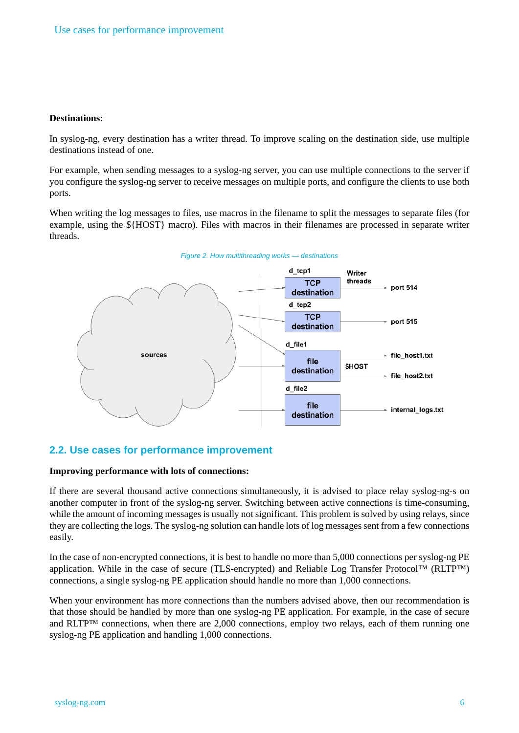**Destinations:**

In syslog-ng, every destination has a writer thread. To improve scaling on the destination side, use multiple destinations instead of one.

For example, when sending messages to a syslog-ng server, you can use multiple connections to the server if you configure the syslog-ng server to receive messages on multiple ports, and configure the clients to use both ports.

When writing the log messages to files, use macros in the filename to split the messages to separate files (for example, using the ${HOST} macro). Files with macros in their filenames are processed in separate writer threads.

*Figure 2. How multithreading works — destinations*

## 2.2. Use cases for performance improvement

**Improving performance with lots of connections:**

If there are several thousand active connections simultaneously, it is advised to place relay syslog-ng-s on another computer in front of the syslog-ng server. Switching between active connections is time-consuming, while the amount of incoming messages is usually not significant. This problem is solved by using relays, since they are collecting the logs. The syslog-ng solution can handle lots of log messages sent from a few connections easily.

In the case of non-encrypted connections, it is best to handle no more than 5,000 connections per syslog-ng PE application. While in the case of secure (TLS-encrypted) and Reliable Log Transfer Protocol™ (RLTP™) connections, a single syslog-ng PE application should handle no more than 1,000 connections.

When your environment has more connections than the numbers advised above, then our recommendation is that those should be handled by more than one syslog-ng PE application. For example, in the case of secure and RLTP™ connections, when there are 2,000 connections, employ two relays, each of them running one syslog-ng PE application and handling 1,000 connections.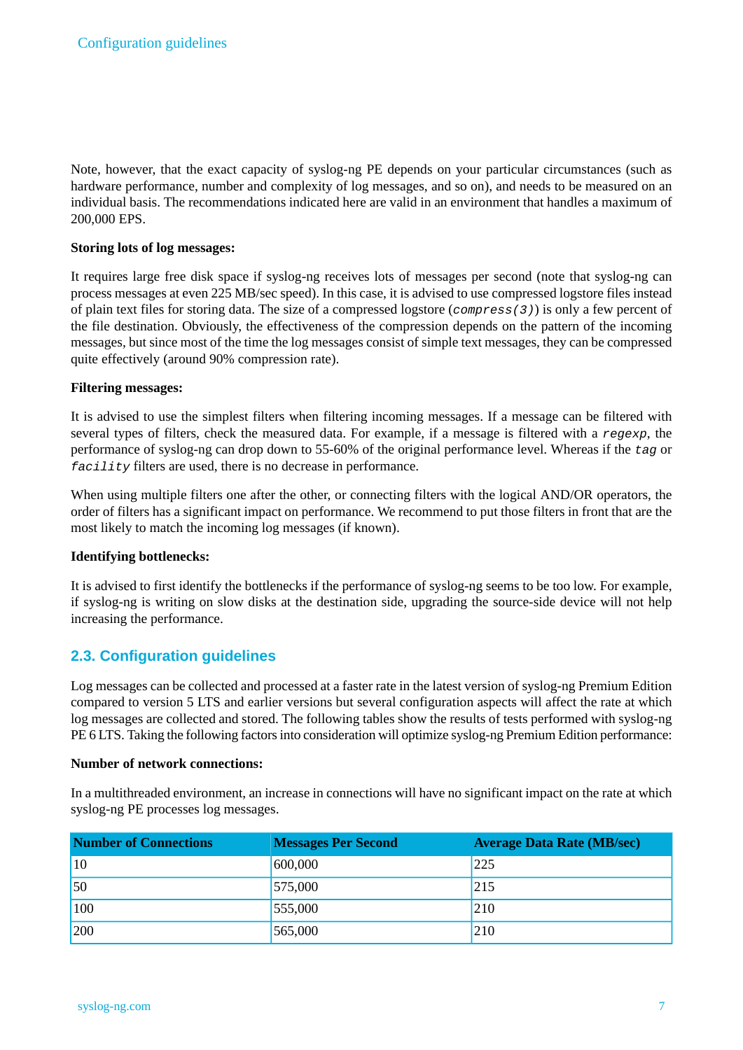Note, however, that the exact capacity of syslog-ng PE depends on your particular circumstances (such as hardware performance, number and complexity of log messages, and so on), and needs to be measured on an individual basis. The recommendations indicated here are valid in an environment that handles a maximum of 200,000 EPS.

**Storing lots of log messages:**

It requires large free disk space if syslog-ng receives lots of messages per second (note that syslog-ng can process messages at even 225 MB/sec speed). In this case, it is advised to use compressed logstore files instead of plain text files for storing data. The size of a compressed logstore (`compress(3)`) is only a few percent of the file destination. Obviously, the effectiveness of the compression depends on the pattern of the incoming messages, but since most of the time the log messages consist of simple text messages, they can be compressed quite effectively (around 90% compression rate).

**Filtering messages:**

It is advised to use the simplest filters when filtering incoming messages. If a message can be filtered with several types of filters, check the measured data. For example, if a message is filtered with a `regexp`, the performance of syslog-ng can drop down to 55-60% of the original performance level. Whereas if the `tag` or `facility` filters are used, there is no decrease in performance.

When using multiple filters one after the other, or connecting filters with the logical AND/OR operators, the order of filters has a significant impact on performance. We recommend to put those filters in front that are the most likely to match the incoming log messages (if known).

**Identifying bottlenecks:**

It is advised to first identify the bottlenecks if the performance of syslog-ng seems to be too low. For example, if syslog-ng is writing on slow disks at the destination side, upgrading the source-side device will not help increasing the performance.

## 2.3. Configuration guidelines

Log messages can be collected and processed at a faster rate in the latest version of syslog-ng Premium Edition compared to version 5 LTS and earlier versions but several configuration aspects will affect the rate at which log messages are collected and stored. The following tables show the results of tests performed with syslog-ng PE 6 LTS. Taking the following factors into consideration will optimize syslog-ng Premium Edition performance:

**Number of network connections:**

In a multithreaded environment, an increase in connections will have no significant impact on the rate at which syslog-ng PE processes log messages.

| Number of Connections | Messages Per Second | Average Data Rate (MB/sec) |
|---|---|---|
| 10 | 600,000 | 225 |
| 50 | 575,000 | 215 |
| 100 | 555,000 | 210 |
| 200 | 565,000 | 210 |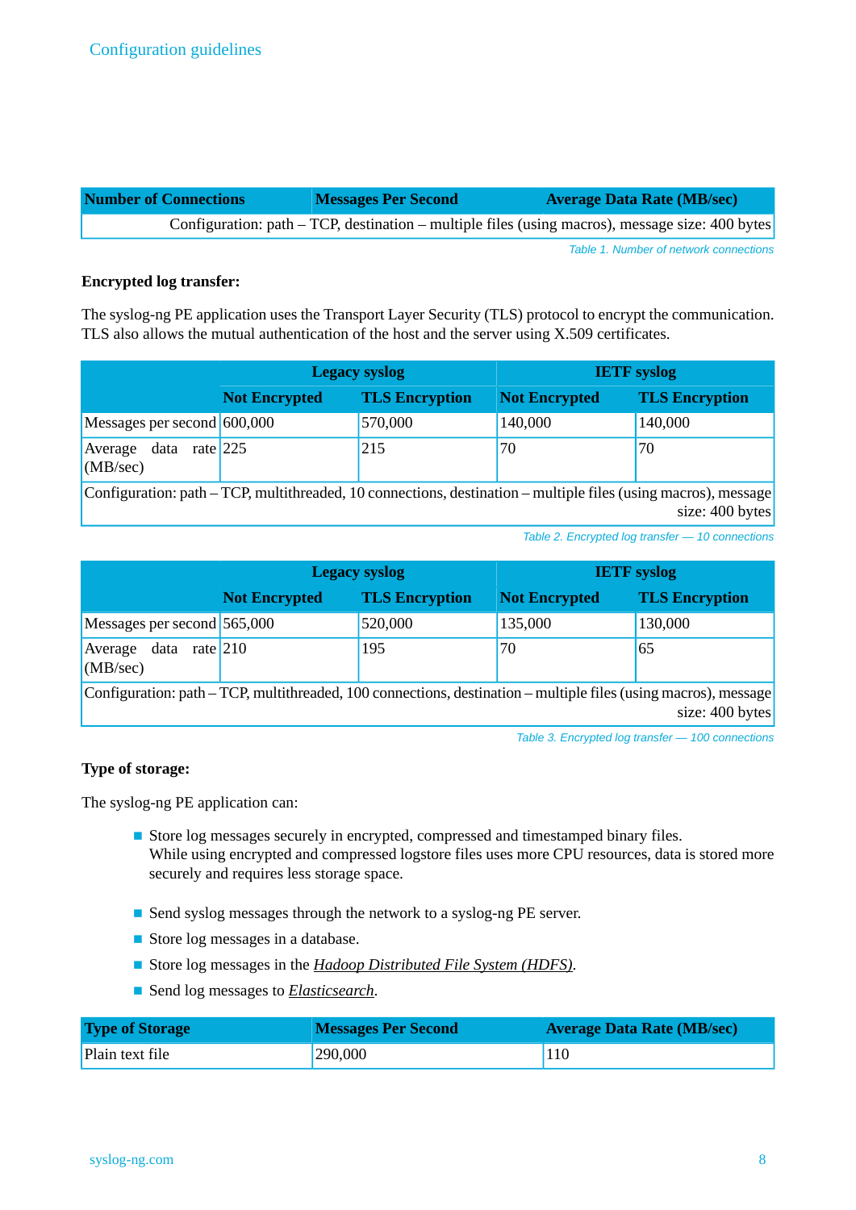| Number of Connections | Messages Per Second | Average Data Rate (MB/sec) |
|---|---|---|
| Configuration: path – TCP, destination – multiple files (using macros), message size: 400 bytes | | |

Table 1. Number of network connections

**Encrypted log transfer:**

The syslog-ng PE application uses the Transport Layer Security (TLS) protocol to encrypt the communication. TLS also allows the mutual authentication of the host and the server using X.509 certificates.

| | Legacy syslog | | IETF syslog | |
|---|---|---|---|---|
| | **Not Encrypted** | **TLS Encryption** | **Not Encrypted** | **TLS Encryption** |
| Messages per second | 600,000 | 570,000 | 140,000 | 140,000 |
| Average data rate (MB/sec) | 225 | 215 | 70 | 70 |
| Configuration: path – TCP, multithreaded, 10 connections, destination – multiple files (using macros), message size: 400 bytes | | | | |

Table 2. Encrypted log transfer — 10 connections

| | Legacy syslog | | IETF syslog | |
|---|---|---|---|---|
| | **Not Encrypted** | **TLS Encryption** | **Not Encrypted** | **TLS Encryption** |
| Messages per second | 565,000 | 520,000 | 135,000 | 130,000 |
| Average data rate (MB/sec) | 210 | 195 | 70 | 65 |
| Configuration: path – TCP, multithreaded, 100 connections, destination – multiple files (using macros), message size: 400 bytes | | | | |

Table 3. Encrypted log transfer — 100 connections

**Type of storage:**

The syslog-ng PE application can:

- Store log messages securely in encrypted, compressed and timestamped binary files.
  While using encrypted and compressed logstore files uses more CPU resources, data is stored more securely and requires less storage space.
- Send syslog messages through the network to a syslog-ng PE server.
- Store log messages in a database.
- Store log messages in the *Hadoop Distributed File System (HDFS)*.
- Send log messages to *Elasticsearch*.

| Type of Storage | Messages Per Second | Average Data Rate (MB/sec) |
|---|---|---|
| Plain text file | 290,000 | 110 |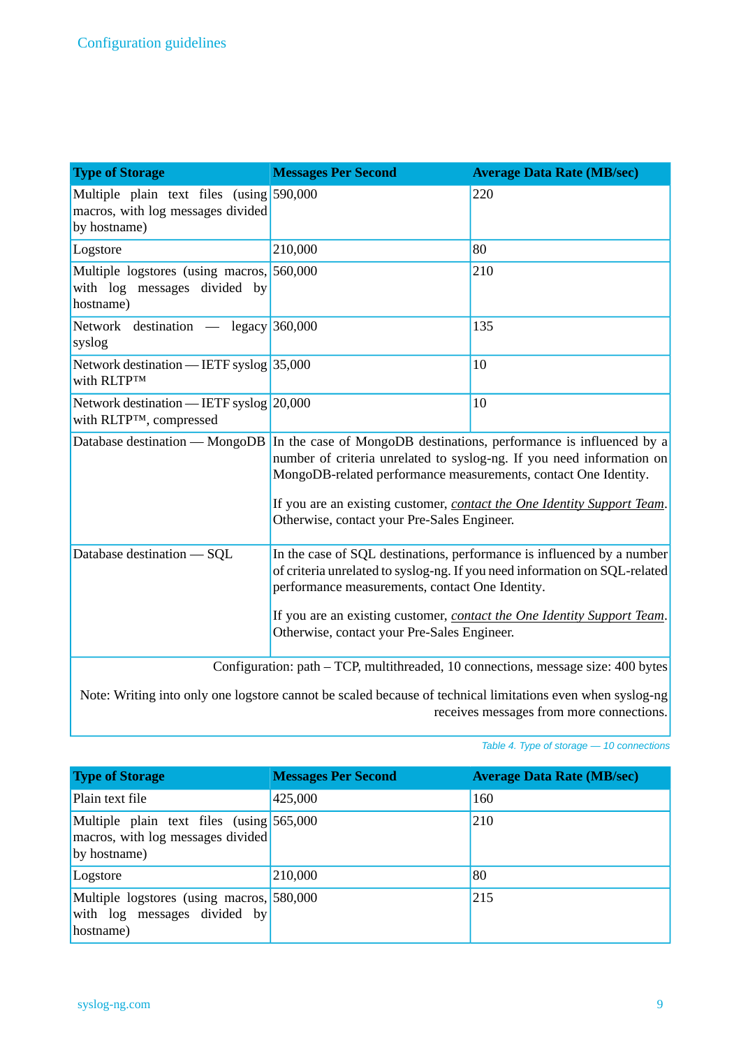| Type of Storage | Messages Per Second | Average Data Rate (MB/sec) |
|---|---|---|
| Multiple plain text files (using macros, with log messages divided by hostname) | 590,000 | 220 |
| Logstore | 210,000 | 80 |
| Multiple logstores (using macros, with log messages divided by hostname) | 560,000 | 210 |
| Network destination — legacy syslog | 360,000 | 135 |
| Network destination — IETF syslog with RLTP™ | 35,000 | 10 |
| Network destination — IETF syslog with RLTP™, compressed | 20,000 | 10 |
| Database destination — MongoDB | In the case of MongoDB destinations, performance is influenced by a number of criteria unrelated to syslog-ng. If you need information on MongoDB-related performance measurements, contact One Identity. If you are an existing customer, *contact the One Identity Support Team*. Otherwise, contact your Pre-Sales Engineer. | |
| Database destination — SQL | In the case of SQL destinations, performance is influenced by a number of criteria unrelated to syslog-ng. If you need information on SQL-related performance measurements, contact One Identity. If you are an existing customer, *contact the One Identity Support Team*. Otherwise, contact your Pre-Sales Engineer. | |
| Configuration: path – TCP, multithreaded, 10 connections, message size: 400 bytes. Note: Writing into only one logstore cannot be scaled because of technical limitations even when syslog-ng receives messages from more connections. | | |

*Table 4. Type of storage — 10 connections*

| Type of Storage | Messages Per Second | Average Data Rate (MB/sec) |
|---|---|---|
| Plain text file | 425,000 | 160 |
| Multiple plain text files (using macros, with log messages divided by hostname) | 565,000 | 210 |
| Logstore | 210,000 | 80 |
| Multiple logstores (using macros, with log messages divided by hostname) | 580,000 | 215 |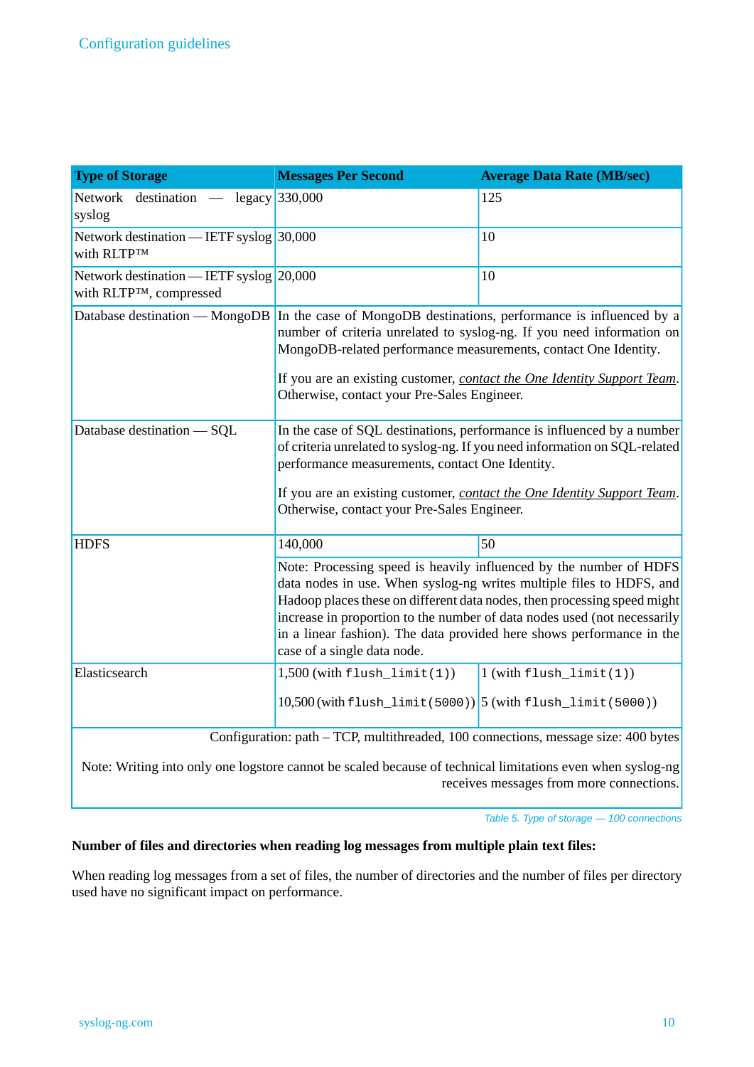| Type of Storage | Messages Per Second | Average Data Rate (MB/sec) |
|---|---|---|
| Network destination — legacy syslog | 330,000 | 125 |
| Network destination — IETF syslog with RLTP™ | 30,000 | 10 |
| Network destination — IETF syslog with RLTP™, compressed | 20,000 | 10 |
| Database destination — MongoDB | In the case of MongoDB destinations, performance is influenced by a number of criteria unrelated to syslog-ng. If you need information on MongoDB-related performance measurements, contact One Identity. If you are an existing customer, *contact the One Identity Support Team*. Otherwise, contact your Pre-Sales Engineer. | |
| Database destination — SQL | In the case of SQL destinations, performance is influenced by a number of criteria unrelated to syslog-ng. If you need information on SQL-related performance measurements, contact One Identity. If you are an existing customer, *contact the One Identity Support Team*. Otherwise, contact your Pre-Sales Engineer. | |
| HDFS | 140,000 | 50 |
| | Note: Processing speed is heavily influenced by the number of HDFS data nodes in use. When syslog-ng writes multiple files to HDFS, and Hadoop places these on different data nodes, then processing speed might increase in proportion to the number of data nodes used (not necessarily in a linear fashion). The data provided here shows performance in the case of a single data node. | |
| Elasticsearch | 1,500 (with `flush_limit(1)`) 10,500 (with `flush_limit(5000)`) | 1 (with `flush_limit(1)`) 5 (with `flush_limit(5000)`) |
| Configuration: path – TCP, multithreaded, 100 connections, message size: 400 bytes Note: Writing into only one logstore cannot be scaled because of technical limitations even when syslog-ng receives messages from more connections. | | |

Table 5. Type of storage — 100 connections

**Number of files and directories when reading log messages from multiple plain text files:**

When reading log messages from a set of files, the number of directories and the number of files per directory used have no significant impact on performance.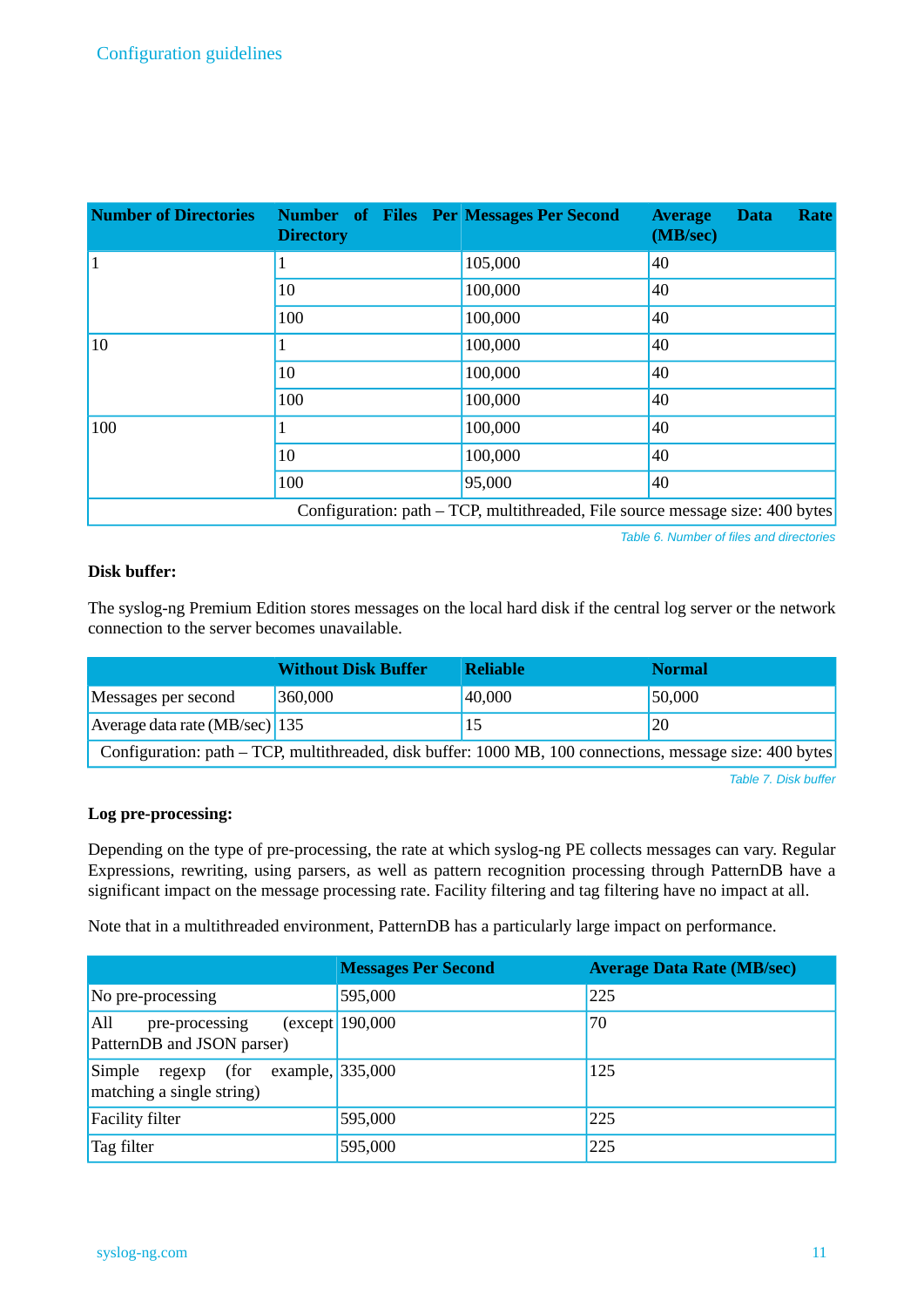| Number of Directories | Number of Files Per Directory | Messages Per Second | Average Data Rate (MB/sec) |
|---|---|---|---|
| 1 | 1 | 105,000 | 40 |
| | 10 | 100,000 | 40 |
| | 100 | 100,000 | 40 |
| 10 | 1 | 100,000 | 40 |
| | 10 | 100,000 | 40 |
| | 100 | 100,000 | 40 |
| 100 | 1 | 100,000 | 40 |
| | 10 | 100,000 | 40 |
| | 100 | 95,000 | 40 |
| Configuration: path – TCP, multithreaded, File source message size: 400 bytes | | | |

*Table 6. Number of files and directories*

**Disk buffer:**

The syslog-ng Premium Edition stores messages on the local hard disk if the central log server or the network connection to the server becomes unavailable.

| | Without Disk Buffer | Reliable | Normal |
|---|---|---|---|
| Messages per second | 360,000 | 40,000 | 50,000 |
| Average data rate (MB/sec) | 135 | 15 | 20 |
| Configuration: path – TCP, multithreaded, disk buffer: 1000 MB, 100 connections, message size: 400 bytes | | | |

*Table 7. Disk buffer*

**Log pre-processing:**

Depending on the type of pre-processing, the rate at which syslog-ng PE collects messages can vary. Regular Expressions, rewriting, using parsers, as well as pattern recognition processing through PatternDB have a significant impact on the message processing rate. Facility filtering and tag filtering have no impact at all.

Note that in a multithreaded environment, PatternDB has a particularly large impact on performance.

| | Messages Per Second | Average Data Rate (MB/sec) |
|---|---|---|
| No pre-processing | 595,000 | 225 |
| All pre-processing (except PatternDB and JSON parser) | 190,000 | 70 |
| Simple regexp (for example, matching a single string) | 335,000 | 125 |
| Facility filter | 595,000 | 225 |
| Tag filter | 595,000 | 225 |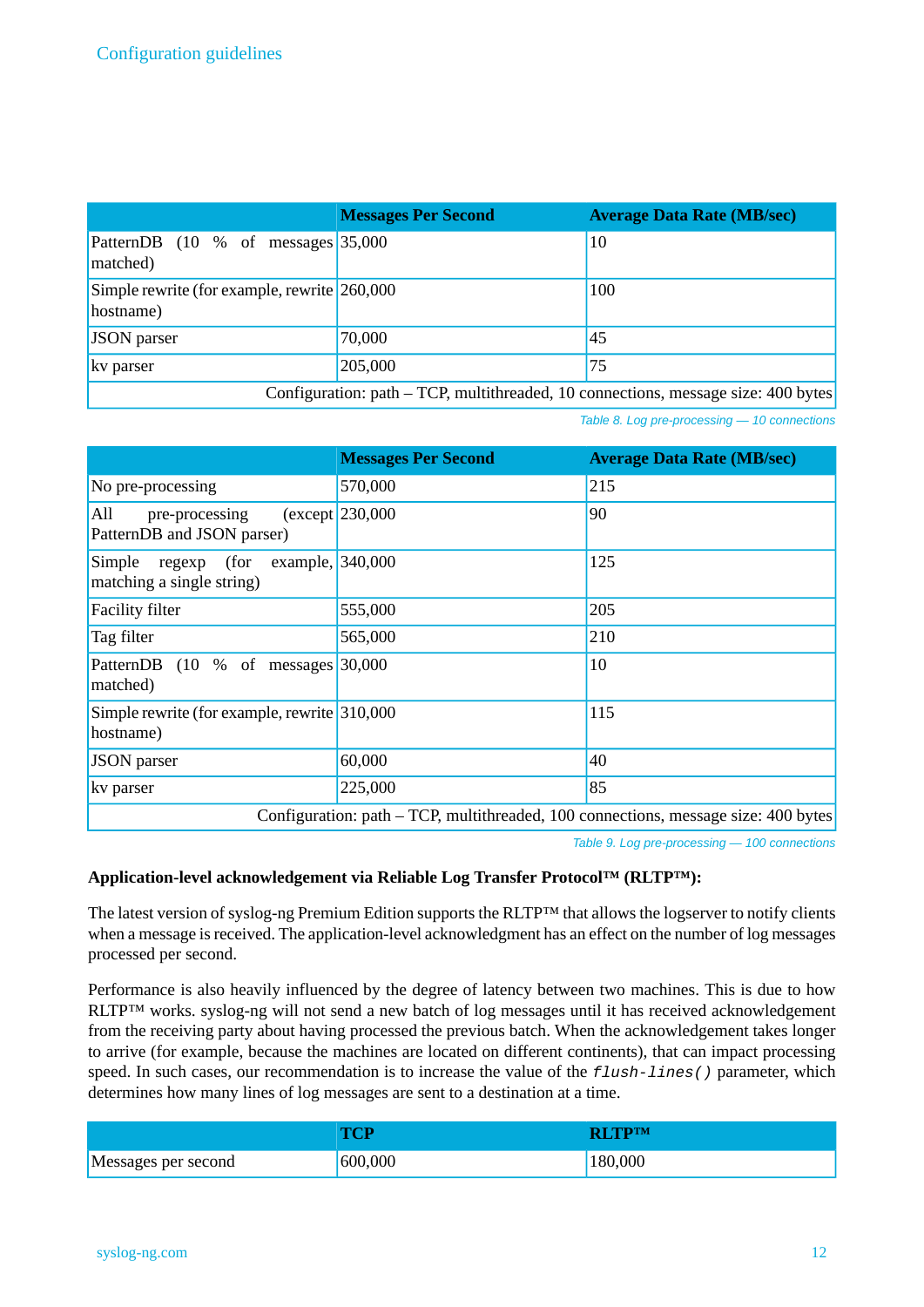|  | Messages Per Second | Average Data Rate (MB/sec) |
|---|---|---|
| PatternDB (10 % of messages matched) | 35,000 | 10 |
| Simple rewrite (for example, rewrite hostname) | 260,000 | 100 |
| JSON parser | 70,000 | 45 |
| kv parser | 205,000 | 75 |
| Configuration: path – TCP, multithreaded, 10 connections, message size: 400 bytes | | |

*Table 8. Log pre-processing — 10 connections*

|  | Messages Per Second | Average Data Rate (MB/sec) |
|---|---|---|
| No pre-processing | 570,000 | 215 |
| All pre-processing (except PatternDB and JSON parser) | 230,000 | 90 |
| Simple regexp (for example, matching a single string) | 340,000 | 125 |
| Facility filter | 555,000 | 205 |
| Tag filter | 565,000 | 210 |
| PatternDB (10 % of messages matched) | 30,000 | 10 |
| Simple rewrite (for example, rewrite hostname) | 310,000 | 115 |
| JSON parser | 60,000 | 40 |
| kv parser | 225,000 | 85 |
| Configuration: path – TCP, multithreaded, 100 connections, message size: 400 bytes | | |

*Table 9. Log pre-processing — 100 connections*

**Application-level acknowledgement via Reliable Log Transfer Protocol™ (RLTP™):**

The latest version of syslog-ng Premium Edition supports the RLTP™ that allows the logserver to notify clients when a message is received. The application-level acknowledgment has an effect on the number of log messages processed per second.

Performance is also heavily influenced by the degree of latency between two machines. This is due to how RLTP™ works. syslog-ng will not send a new batch of log messages until it has received acknowledgement from the receiving party about having processed the previous batch. When the acknowledgement takes longer to arrive (for example, because the machines are located on different continents), that can impact processing speed. In such cases, our recommendation is to increase the value of the `flush-lines()` parameter, which determines how many lines of log messages are sent to a destination at a time.

|  | TCP | RLTP™ |
|---|---|---|
| Messages per second | 600,000 | 180,000 |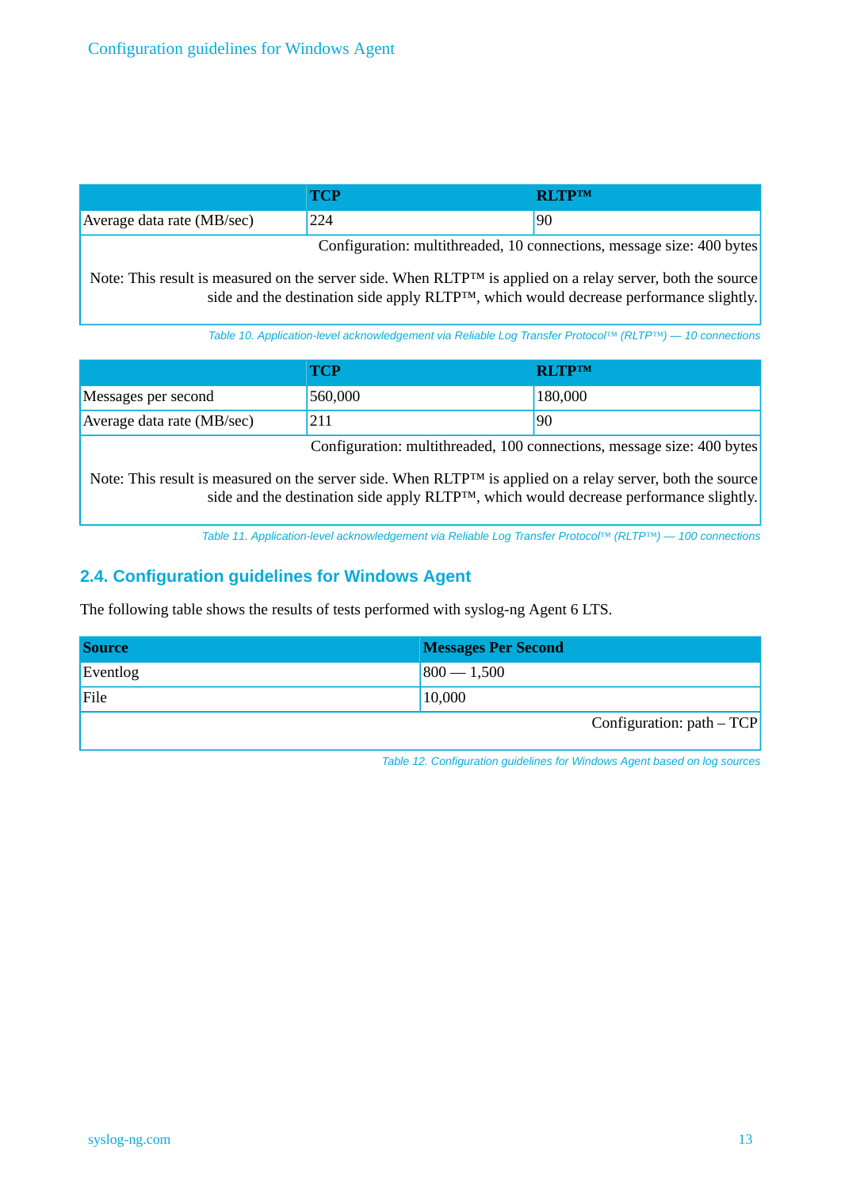| | TCP | RLTP™ |
|---|---|---|
| Average data rate (MB/sec) | 224 | 90 |
| Configuration: multithreaded, 10 connections, message size: 400 bytes<br><br>Note: This result is measured on the server side. When RLTP™ is applied on a relay server, both the source side and the destination side apply RLTP™, which would decrease performance slightly. | | |

*Table 10. Application-level acknowledgement via Reliable Log Transfer Protocol™ (RLTP™) — 10 connections*

| | TCP | RLTP™ |
|---|---|---|
| Messages per second | 560,000 | 180,000 |
| Average data rate (MB/sec) | 211 | 90 |
| Configuration: multithreaded, 100 connections, message size: 400 bytes<br><br>Note: This result is measured on the server side. When RLTP™ is applied on a relay server, both the source side and the destination side apply RLTP™, which would decrease performance slightly. | | |

*Table 11. Application-level acknowledgement via Reliable Log Transfer Protocol™ (RLTP™) — 100 connections*

## 2.4. Configuration guidelines for Windows Agent

The following table shows the results of tests performed with syslog-ng Agent 6 LTS.

| Source | Messages Per Second |
|---|---|
| Eventlog | 800 — 1,500 |
| File | 10,000 |
| Configuration: path – TCP | |

*Table 12. Configuration guidelines for Windows Agent based on log sources*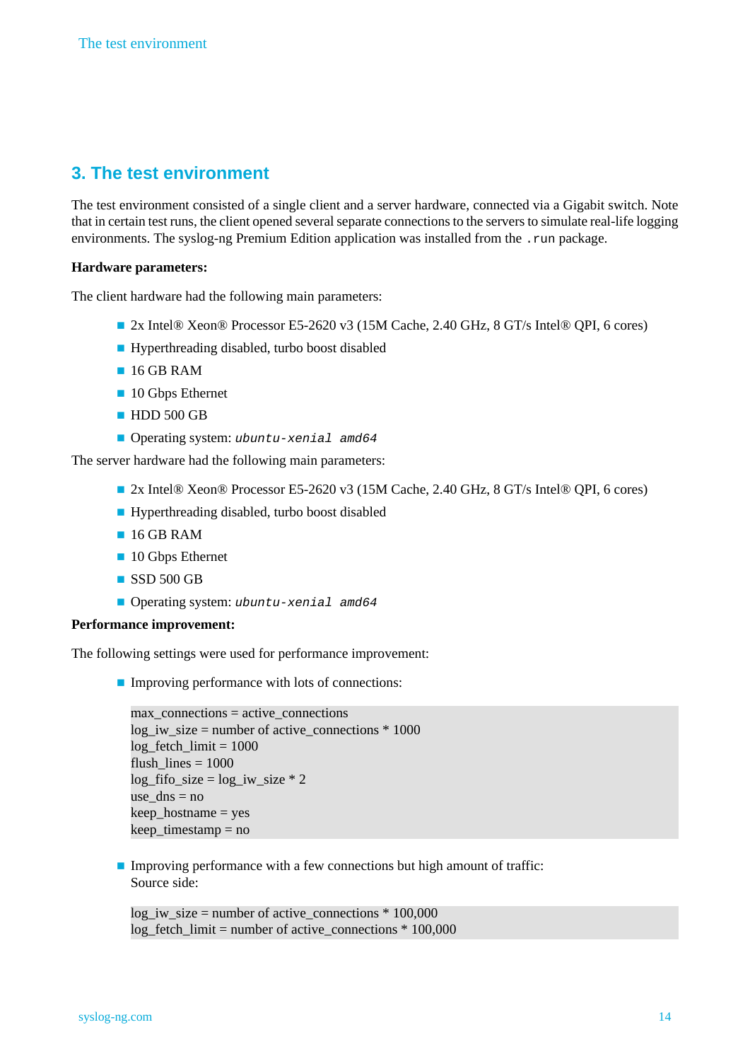# 3. The test environment

The test environment consisted of a single client and a server hardware, connected via a Gigabit switch. Note that in certain test runs, the client opened several separate connections to the servers to simulate real-life logging environments. The syslog-ng Premium Edition application was installed from the `.run` package.

**Hardware parameters:**

The client hardware had the following main parameters:

- 2x Intel® Xeon® Processor E5-2620 v3 (15M Cache, 2.40 GHz, 8 GT/s Intel® QPI, 6 cores)
- Hyperthreading disabled, turbo boost disabled
- 16 GB RAM
- 10 Gbps Ethernet
- HDD 500 GB
- Operating system: *`ubuntu-xenial amd64`*

The server hardware had the following main parameters:

- 2x Intel® Xeon® Processor E5-2620 v3 (15M Cache, 2.40 GHz, 8 GT/s Intel® QPI, 6 cores)
- Hyperthreading disabled, turbo boost disabled
- 16 GB RAM
- 10 Gbps Ethernet
- SSD 500 GB
- Operating system: *`ubuntu-xenial amd64`*

**Performance improvement:**

The following settings were used for performance improvement:

- Improving performance with lots of connections:

```
max_connections = active_connections
log_iw_size = number of active_connections * 1000
log_fetch_limit = 1000
flush_lines = 1000
log_fifo_size = log_iw_size * 2
use_dns = no
keep_hostname = yes
keep_timestamp = no
```

- Improving performance with a few connections but high amount of traffic:
  Source side:

```
log_iw_size = number of active_connections * 100,000
log_fetch_limit = number of active_connections * 100,000
```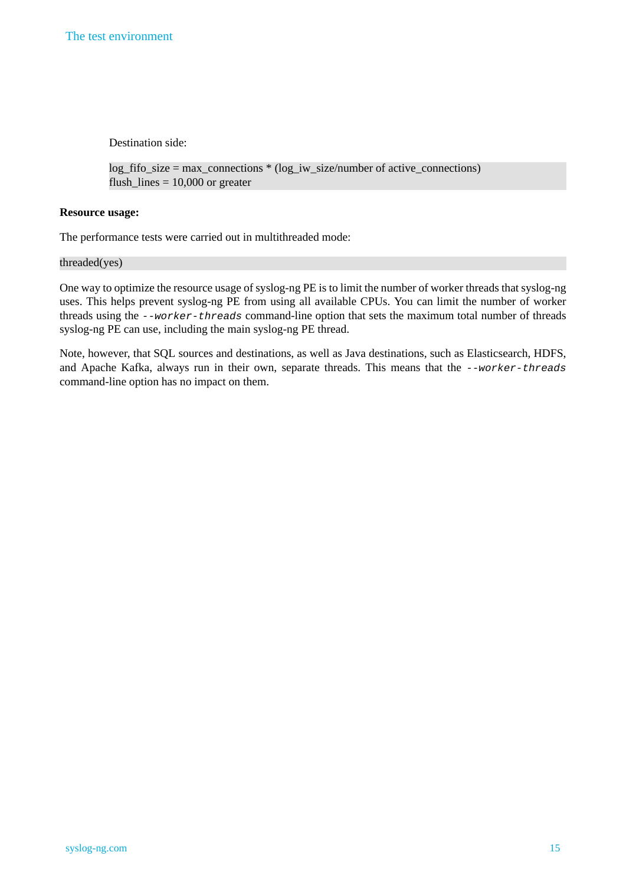Destination side:

```
log_fifo_size = max_connections * (log_iw_size/number of active_connections)
flush_lines = 10,000 or greater
```

**Resource usage:**

The performance tests were carried out in multithreaded mode:

```
threaded(yes)
```

One way to optimize the resource usage of syslog-ng PE is to limit the number of worker threads that syslog-ng uses. This helps prevent syslog-ng PE from using all available CPUs. You can limit the number of worker threads using the *--worker-threads* command-line option that sets the maximum total number of threads syslog-ng PE can use, including the main syslog-ng PE thread.

Note, however, that SQL sources and destinations, as well as Java destinations, such as Elasticsearch, HDFS, and Apache Kafka, always run in their own, separate threads. This means that the *--worker-threads* command-line option has no impact on them.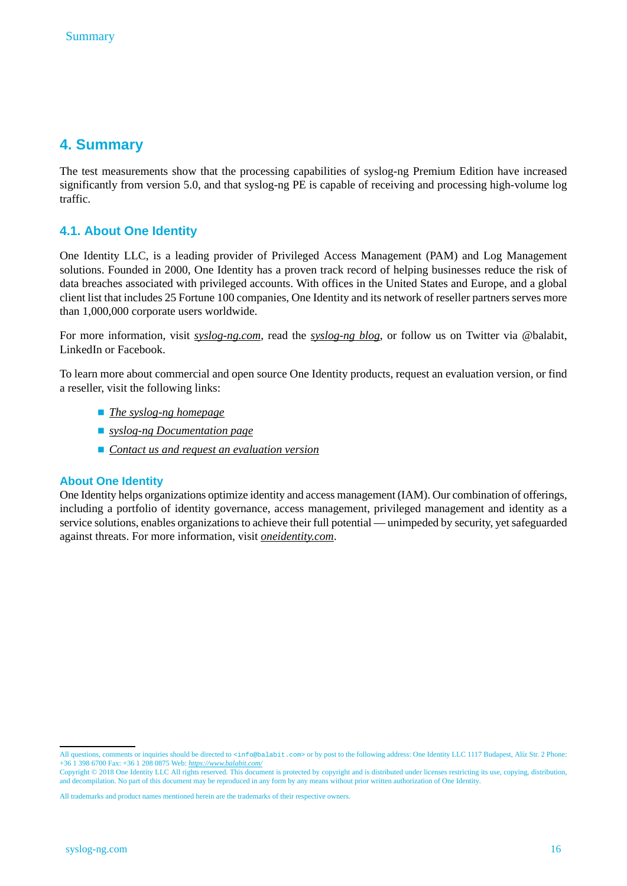# 4. Summary

The test measurements show that the processing capabilities of syslog-ng Premium Edition have increased significantly from version 5.0, and that syslog-ng PE is capable of receiving and processing high-volume log traffic.

## 4.1. About One Identity

One Identity LLC, is a leading provider of Privileged Access Management (PAM) and Log Management solutions. Founded in 2000, One Identity has a proven track record of helping businesses reduce the risk of data breaches associated with privileged accounts. With offices in the United States and Europe, and a global client list that includes 25 Fortune 100 companies, One Identity and its network of reseller partners serves more than 1,000,000 corporate users worldwide.

For more information, visit *syslog-ng.com*, read the *syslog-ng blog*, or follow us on Twitter via @balabit, LinkedIn or Facebook.

To learn more about commercial and open source One Identity products, request an evaluation version, or find a reseller, visit the following links:

- *The syslog-ng homepage*
- *syslog-ng Documentation page*
- *Contact us and request an evaluation version*

### About One Identity

One Identity helps organizations optimize identity and access management (IAM). Our combination of offerings, including a portfolio of identity governance, access management, privileged management and identity as a service solutions, enables organizations to achieve their full potential — unimpeded by security, yet safeguarded against threats. For more information, visit *oneidentity.com*.

---

All questions, comments or inquiries should be directed to `<info@balabit.com>` or by post to the following address: One Identity LLC 1117 Budapest, Alíz Str. 2 Phone: +36 1 398 6700 Fax: +36 1 208 0875 Web: *https://www.balabit.com/*

Copyright © 2018 One Identity LLC All rights reserved. This document is protected by copyright and is distributed under licenses restricting its use, copying, distribution, and decompilation. No part of this document may be reproduced in any form by any means without prior written authorization of One Identity.

All trademarks and product names mentioned herein are the trademarks of their respective owners.